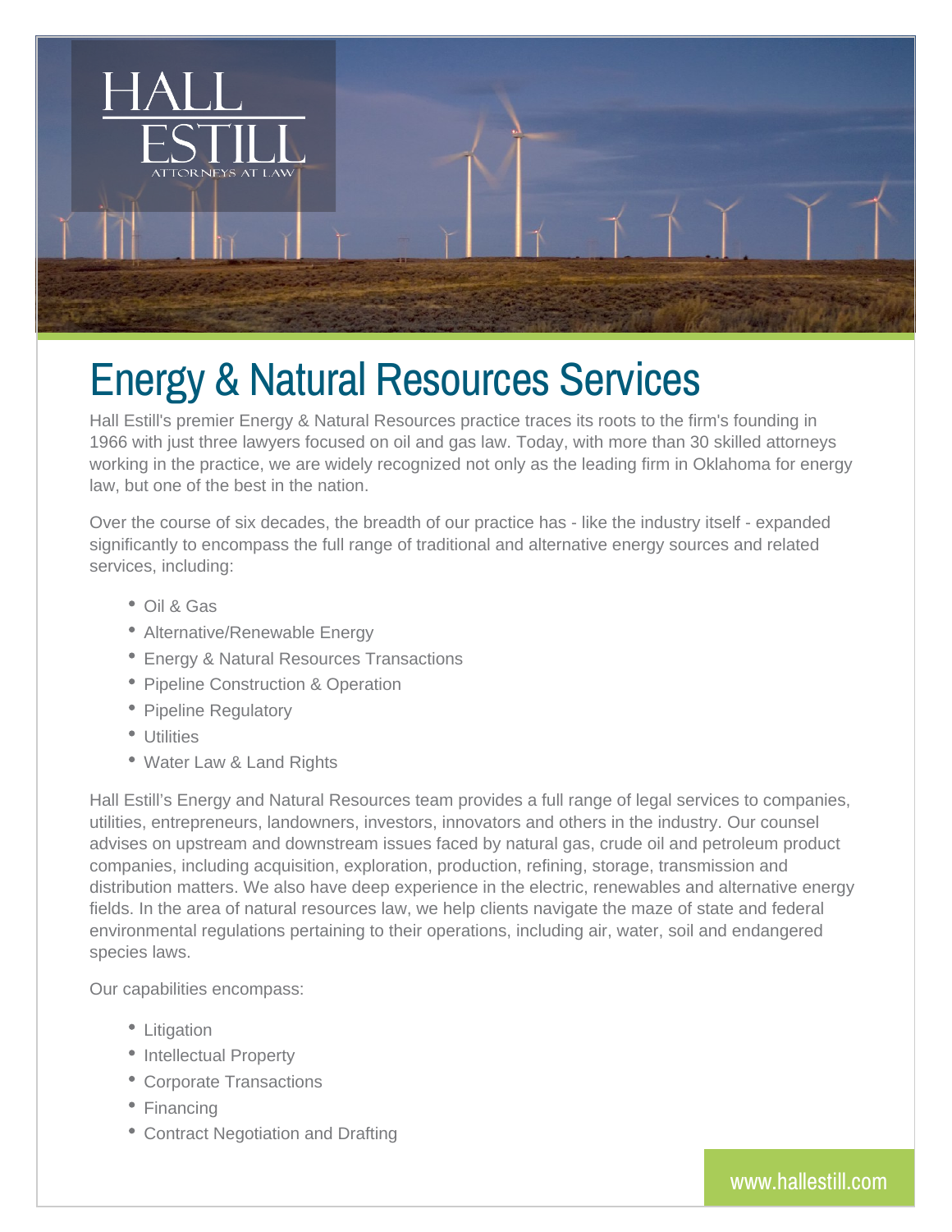HALL ESTILL
ATTORNEYS AT LAW

# Energy & Natural Resources Services

Hall Estill's premier Energy & Natural Resources practice traces its roots to the firm's founding in 1966 with just three lawyers focused on oil and gas law. Today, with more than 30 skilled attorneys working in the practice, we are widely recognized not only as the leading firm in Oklahoma for energy law, but one of the best in the nation.

Over the course of six decades, the breadth of our practice has - like the industry itself - expanded significantly to encompass the full range of traditional and alternative energy sources and related services, including:

- Oil & Gas
- Alternative/Renewable Energy
- Energy & Natural Resources Transactions
- Pipeline Construction & Operation
- Pipeline Regulatory
- Utilities
- Water Law & Land Rights

Hall Estill's Energy and Natural Resources team provides a full range of legal services to companies, utilities, entrepreneurs, landowners, investors, innovators and others in the industry. Our counsel advises on upstream and downstream issues faced by natural gas, crude oil and petroleum product companies, including acquisition, exploration, production, refining, storage, transmission and distribution matters. We also have deep experience in the electric, renewables and alternative energy fields. In the area of natural resources law, we help clients navigate the maze of state and federal environmental regulations pertaining to their operations, including air, water, soil and endangered species laws.

Our capabilities encompass:

- Litigation
- Intellectual Property
- Corporate Transactions
- Financing
- Contract Negotiation and Drafting

www.hallestill.com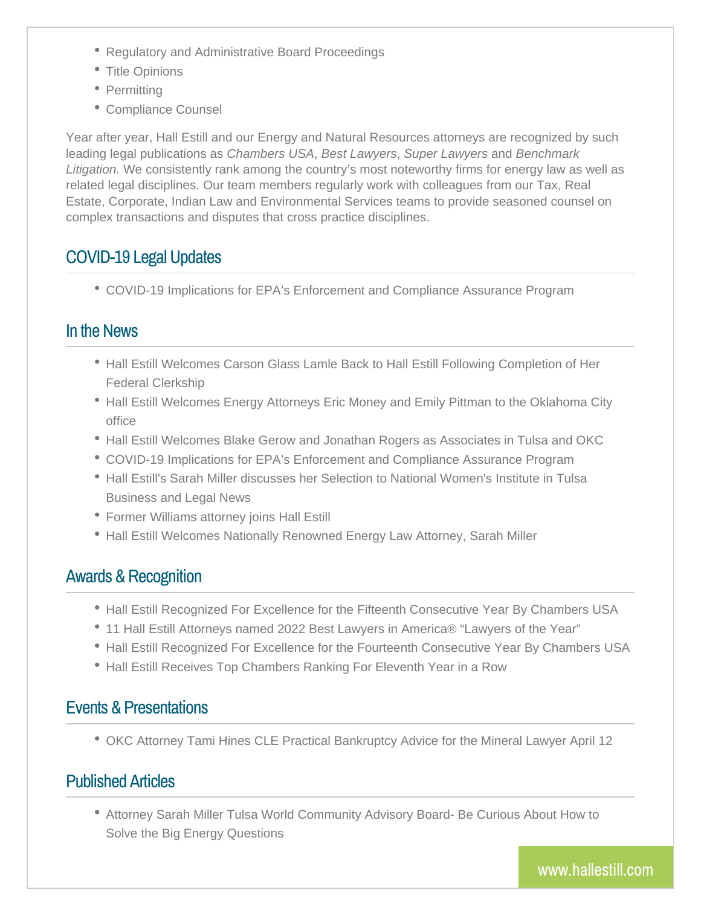- Regulatory and Administrative Board Proceedings
- Title Opinions
- Permitting
- Compliance Counsel

Year after year, Hall Estill and our Energy and Natural Resources attorneys are recognized by such leading legal publications as *Chambers USA*, *Best Lawyers*, *Super Lawyers* and *Benchmark Litigation.* We consistently rank among the country's most noteworthy firms for energy law as well as related legal disciplines. Our team members regularly work with colleagues from our Tax, Real Estate, Corporate, Indian Law and Environmental Services teams to provide seasoned counsel on complex transactions and disputes that cross practice disciplines.

## COVID-19 Legal Updates

- COVID-19 Implications for EPA's Enforcement and Compliance Assurance Program

## In the News

- Hall Estill Welcomes Carson Glass Lamle Back to Hall Estill Following Completion of Her Federal Clerkship
- Hall Estill Welcomes Energy Attorneys Eric Money and Emily Pittman to the Oklahoma City office
- Hall Estill Welcomes Blake Gerow and Jonathan Rogers as Associates in Tulsa and OKC
- COVID-19 Implications for EPA's Enforcement and Compliance Assurance Program
- Hall Estill's Sarah Miller discusses her Selection to National Women's Institute in Tulsa Business and Legal News
- Former Williams attorney joins Hall Estill
- Hall Estill Welcomes Nationally Renowned Energy Law Attorney, Sarah Miller

## Awards & Recognition

- Hall Estill Recognized For Excellence for the Fifteenth Consecutive Year By Chambers USA
- 11 Hall Estill Attorneys named 2022 Best Lawyers in America® "Lawyers of the Year"
- Hall Estill Recognized For Excellence for the Fourteenth Consecutive Year By Chambers USA
- Hall Estill Receives Top Chambers Ranking For Eleventh Year in a Row

## Events & Presentations

- OKC Attorney Tami Hines CLE Practical Bankruptcy Advice for the Mineral Lawyer April 12

## Published Articles

- Attorney Sarah Miller Tulsa World Community Advisory Board- Be Curious About How to Solve the Big Energy Questions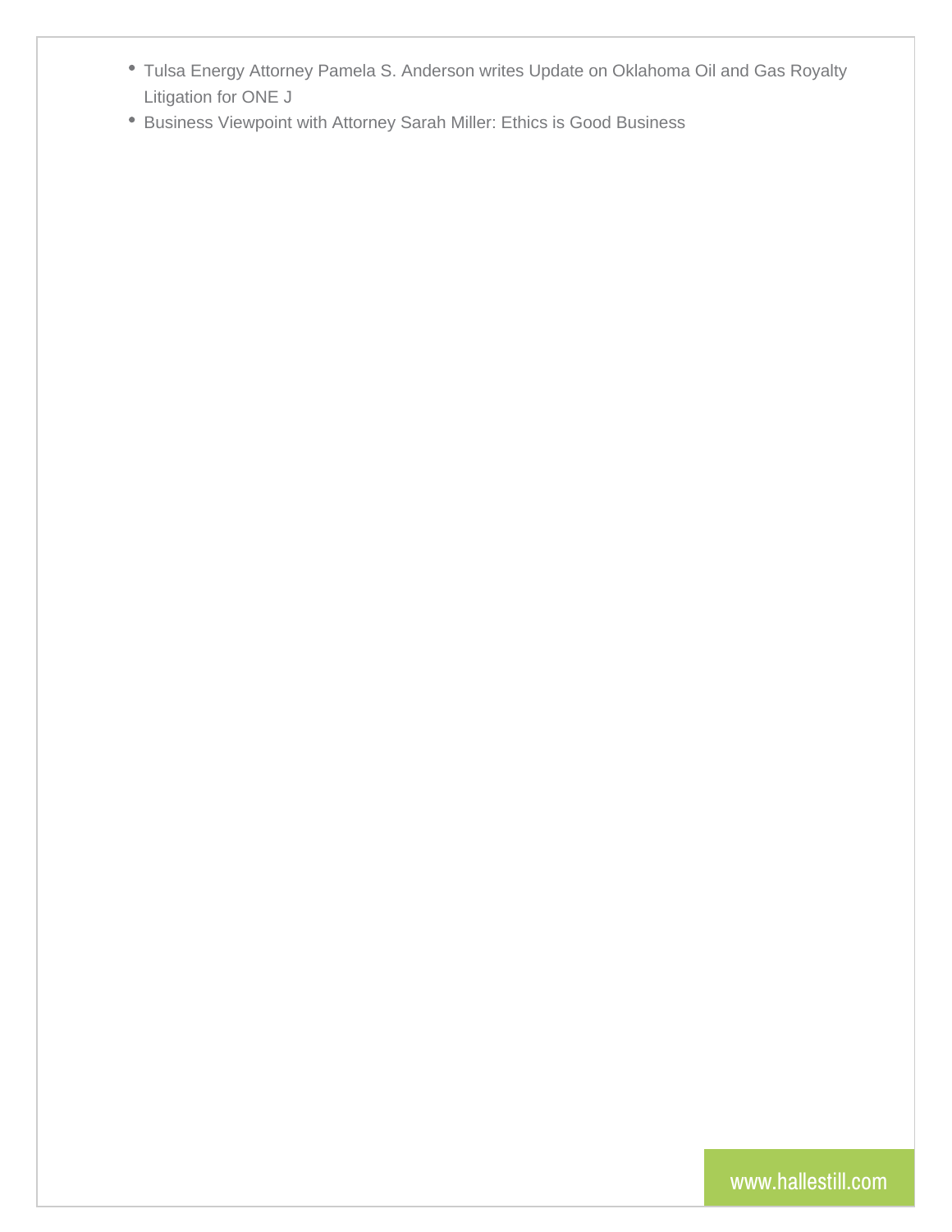- Tulsa Energy Attorney Pamela S. Anderson writes Update on Oklahoma Oil and Gas Royalty Litigation for ONE J
- Business Viewpoint with Attorney Sarah Miller: Ethics is Good Business